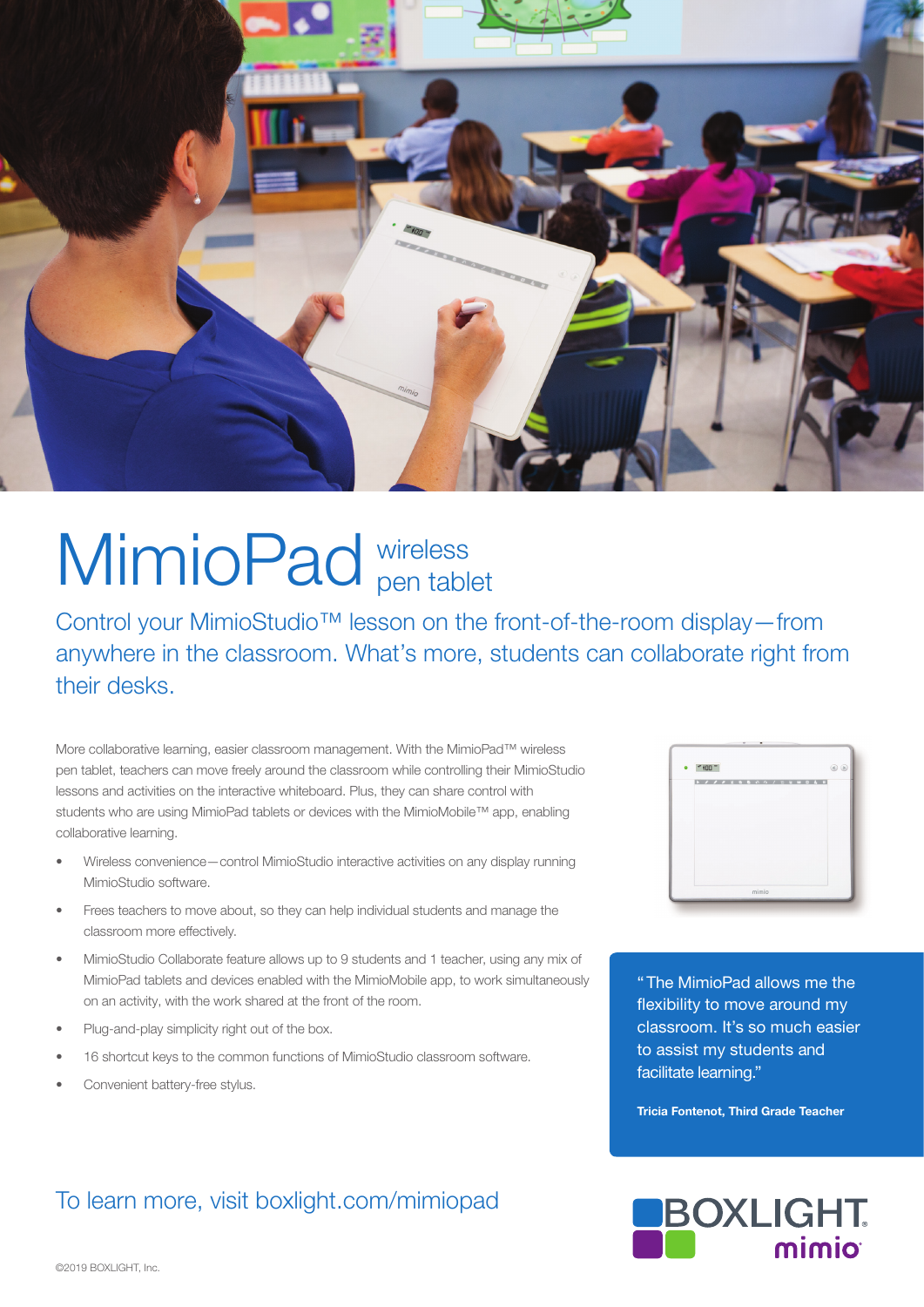# MimioPad wireless pen tablet

## Control your MimioStudio™ lesson on the front-of-the-room display—from anywhere in the classroom. What's more, students can collaborate right from their desks.

More collaborative learning, easier classroom management. With the MimioPad™ wireless pen tablet, teachers can move freely around the classroom while controlling their MimioStudio lessons and activities on the interactive whiteboard. Plus, they can share control with students who are using MimioPad tablets or devices with the MimioMobile™ app, enabling collaborative learning.

- Wireless convenience—control MimioStudio interactive activities on any display running MimioStudio software.
- Frees teachers to move about, so they can help individual students and manage the classroom more effectively.
- MimioStudio Collaborate feature allows up to 9 students and 1 teacher, using any mix of MimioPad tablets and devices enabled with the MimioMobile app, to work simultaneously on an activity, with the work shared at the front of the room.
- Plug-and-play simplicity right out of the box.
- 16 shortcut keys to the common functions of MimioStudio classroom software.
- Convenient battery-free stylus.

"The MimioPad allows me the flexibility to move around my classroom. It's so much easier to assist my students and facilitate learning."

**Tricia Fontenot, Third Grade Teacher**

To learn more, visit boxlight.com/mimiopad

BOXLIGHT mimio

©2019 BOXLIGHT, Inc.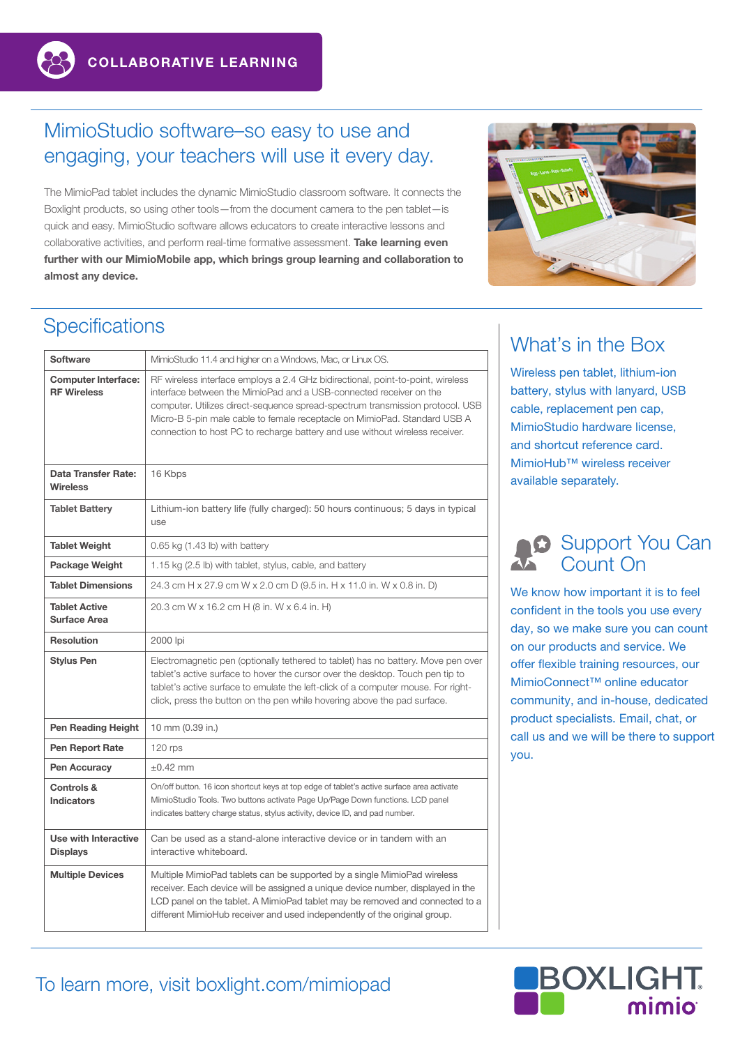COLLABORATIVE LEARNING

## MimioStudio software–so easy to use and engaging, your teachers will use it every day.

The MimioPad tablet includes the dynamic MimioStudio classroom software. It connects the Boxlight products, so using other tools—from the document camera to the pen tablet—is quick and easy. MimioStudio software allows educators to create interactive lessons and collaborative activities, and perform real-time formative assessment. **Take learning even further with our MimioMobile app, which brings group learning and collaboration to almost any device.**

## Specifications

| | |
|---|---|
| **Software** | MimioStudio 11.4 and higher on a Windows, Mac, or Linux OS. |
| **Computer Interface: RF Wireless** | RF wireless interface employs a 2.4 GHz bidirectional, point-to-point, wireless interface between the MimioPad and a USB-connected receiver on the computer. Utilizes direct-sequence spread-spectrum transmission protocol. USB Micro-B 5-pin male cable to female receptacle on MimioPad. Standard USB A connection to host PC to recharge battery and use without wireless receiver. |
| **Data Transfer Rate: Wireless** | 16 Kbps |
| **Tablet Battery** | Lithium-ion battery life (fully charged): 50 hours continuous; 5 days in typical use |
| **Tablet Weight** | 0.65 kg (1.43 lb) with battery |
| **Package Weight** | 1.15 kg (2.5 lb) with tablet, stylus, cable, and battery |
| **Tablet Dimensions** | 24.3 cm H x 27.9 cm W x 2.0 cm D (9.5 in. H x 11.0 in. W x 0.8 in. D) |
| **Tablet Active Surface Area** | 20.3 cm W x 16.2 cm H (8 in. W x 6.4 in. H) |
| **Resolution** | 2000 lpi |
| **Stylus Pen** | Electromagnetic pen (optionally tethered to tablet) has no battery. Move pen over tablet's active surface to hover the cursor over the desktop. Touch pen tip to tablet's active surface to emulate the left-click of a computer mouse. For right-click, press the button on the pen while hovering above the pad surface. |
| **Pen Reading Height** | 10 mm (0.39 in.) |
| **Pen Report Rate** | 120 rps |
| **Pen Accuracy** | ±0.42 mm |
| **Controls & Indicators** | On/off button. 16 icon shortcut keys at top edge of tablet's active surface area activate MimioStudio Tools. Two buttons activate Page Up/Page Down functions. LCD panel indicates battery charge status, stylus activity, device ID, and pad number. |
| **Use with Interactive Displays** | Can be used as a stand-alone interactive device or in tandem with an interactive whiteboard. |
| **Multiple Devices** | Multiple MimioPad tablets can be supported by a single MimioPad wireless receiver. Each device will be assigned a unique device number, displayed in the LCD panel on the tablet. A MimioPad tablet may be removed and connected to a different MimioHub receiver and used independently of the original group. |

## What's in the Box

Wireless pen tablet, lithium-ion battery, stylus with lanyard, USB cable, replacement pen cap, MimioStudio hardware license, and shortcut reference card. MimioHub™ wireless receiver available separately.

## Support You Can Count On

We know how important it is to feel confident in the tools you use every day, so we make sure you can count on our products and service. We offer flexible training resources, our MimioConnect™ online educator community, and in-house, dedicated product specialists. Email, chat, or call us and we will be there to support you.

To learn more, visit boxlight.com/mimiopad

BOXLIGHT mimio